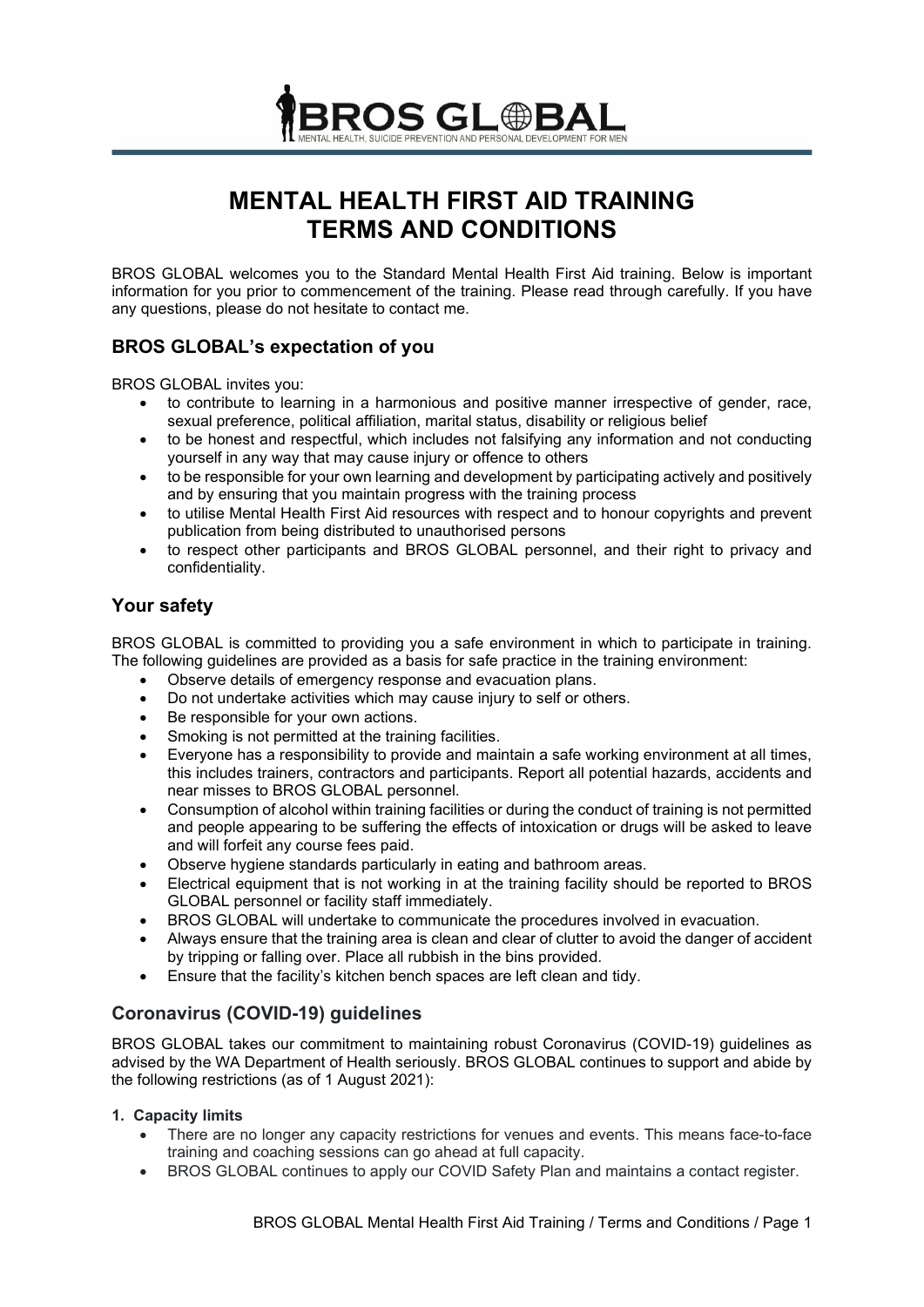# MENTAL HEALTH FIRST AID TRAINING TERMS AND CONDITIONS

BROS GLOBAL welcomes you to the Standard Mental Health First Aid training. Below is important information for you prior to commencement of the training. Please read through carefully. If you have any questions, please do not hesitate to contact me.

## BROS GLOBAL's expectation of you

BROS GLOBAL invites you:

- to contribute to learning in a harmonious and positive manner irrespective of gender, race, sexual preference, political affiliation, marital status, disability or religious belief
- to be honest and respectful, which includes not falsifying any information and not conducting yourself in any way that may cause injury or offence to others
- to be responsible for your own learning and development by participating actively and positively and by ensuring that you maintain progress with the training process
- to utilise Mental Health First Aid resources with respect and to honour copyrights and prevent publication from being distributed to unauthorised persons
- to respect other participants and BROS GLOBAL personnel, and their right to privacy and confidentiality.

## Your safety

BROS GLOBAL is committed to providing you a safe environment in which to participate in training. The following guidelines are provided as a basis for safe practice in the training environment:

- Observe details of emergency response and evacuation plans.
- Do not undertake activities which may cause injury to self or others.
- Be responsible for your own actions.
- Smoking is not permitted at the training facilities.
- Everyone has a responsibility to provide and maintain a safe working environment at all times, this includes trainers, contractors and participants. Report all potential hazards, accidents and near misses to BROS GLOBAL personnel.
- Consumption of alcohol within training facilities or during the conduct of training is not permitted and people appearing to be suffering the effects of intoxication or drugs will be asked to leave and will forfeit any course fees paid.
- Observe hygiene standards particularly in eating and bathroom areas.
- Electrical equipment that is not working in at the training facility should be reported to BROS GLOBAL personnel or facility staff immediately.
- BROS GLOBAL will undertake to communicate the procedures involved in evacuation.
- Always ensure that the training area is clean and clear of clutter to avoid the danger of accident by tripping or falling over. Place all rubbish in the bins provided.
- Ensure that the facility's kitchen bench spaces are left clean and tidy.

## Coronavirus (COVID-19) guidelines

BROS GLOBAL takes our commitment to maintaining robust Coronavirus (COVID-19) guidelines as advised by the WA Department of Health seriously. BROS GLOBAL continues to support and abide by the following restrictions (as of 1 August 2021):

**1. Capacity limits**

- There are no longer any capacity restrictions for venues and events. This means face-to-face training and coaching sessions can go ahead at full capacity.
- BROS GLOBAL continues to apply our COVID Safety Plan and maintains a contact register.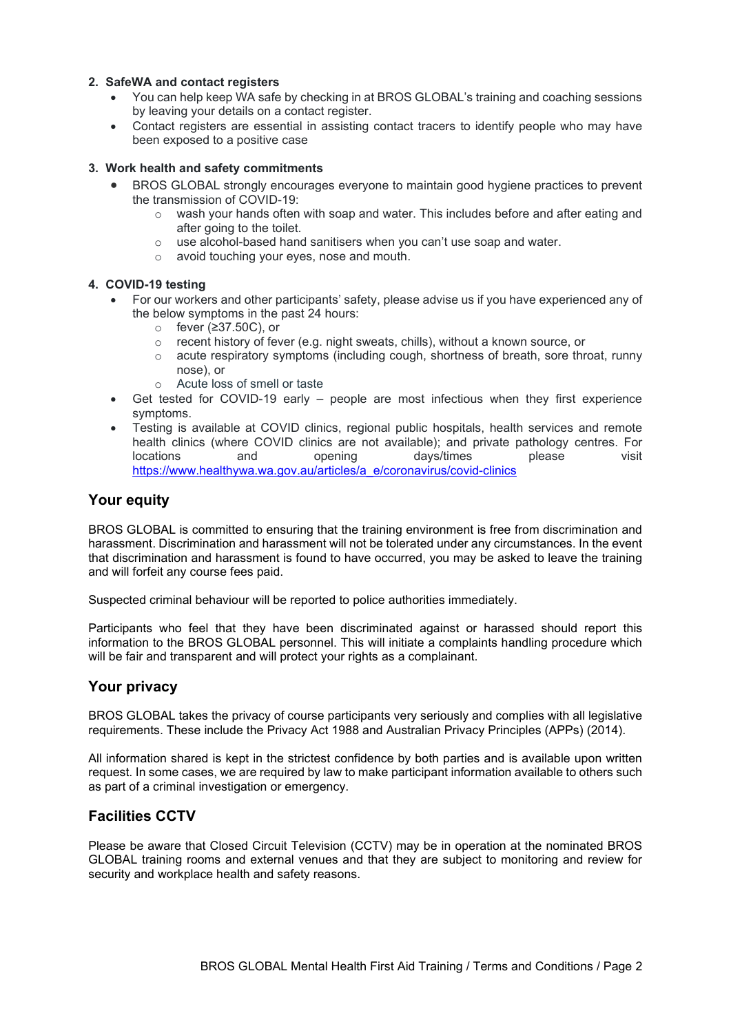2. **SafeWA and contact registers**
   - You can help keep WA safe by checking in at BROS GLOBAL's training and coaching sessions by leaving your details on a contact register.
   - Contact registers are essential in assisting contact tracers to identify people who may have been exposed to a positive case

3. **Work health and safety commitments**
   - BROS GLOBAL strongly encourages everyone to maintain good hygiene practices to prevent the transmission of COVID-19:
     - wash your hands often with soap and water. This includes before and after eating and after going to the toilet.
     - use alcohol-based hand sanitisers when you can't use soap and water.
     - avoid touching your eyes, nose and mouth.

4. **COVID-19 testing**
   - For our workers and other participants' safety, please advise us if you have experienced any of the below symptoms in the past 24 hours:
     - fever (≥37.50C), or
     - recent history of fever (e.g. night sweats, chills), without a known source, or
     - acute respiratory symptoms (including cough, shortness of breath, sore throat, runny nose), or
     - Acute loss of smell or taste
   - Get tested for COVID-19 early – people are most infectious when they first experience symptoms.
   - Testing is available at COVID clinics, regional public hospitals, health services and remote health clinics (where COVID clinics are not available); and private pathology centres. For locations and opening days/times please visit https://www.healthywa.wa.gov.au/articles/a_e/coronavirus/covid-clinics

## Your equity

BROS GLOBAL is committed to ensuring that the training environment is free from discrimination and harassment. Discrimination and harassment will not be tolerated under any circumstances. In the event that discrimination and harassment is found to have occurred, you may be asked to leave the training and will forfeit any course fees paid.

Suspected criminal behaviour will be reported to police authorities immediately.

Participants who feel that they have been discriminated against or harassed should report this information to the BROS GLOBAL personnel. This will initiate a complaints handling procedure which will be fair and transparent and will protect your rights as a complainant.

## Your privacy

BROS GLOBAL takes the privacy of course participants very seriously and complies with all legislative requirements. These include the Privacy Act 1988 and Australian Privacy Principles (APPs) (2014).

All information shared is kept in the strictest confidence by both parties and is available upon written request. In some cases, we are required by law to make participant information available to others such as part of a criminal investigation or emergency.

## Facilities CCTV

Please be aware that Closed Circuit Television (CCTV) may be in operation at the nominated BROS GLOBAL training rooms and external venues and that they are subject to monitoring and review for security and workplace health and safety reasons.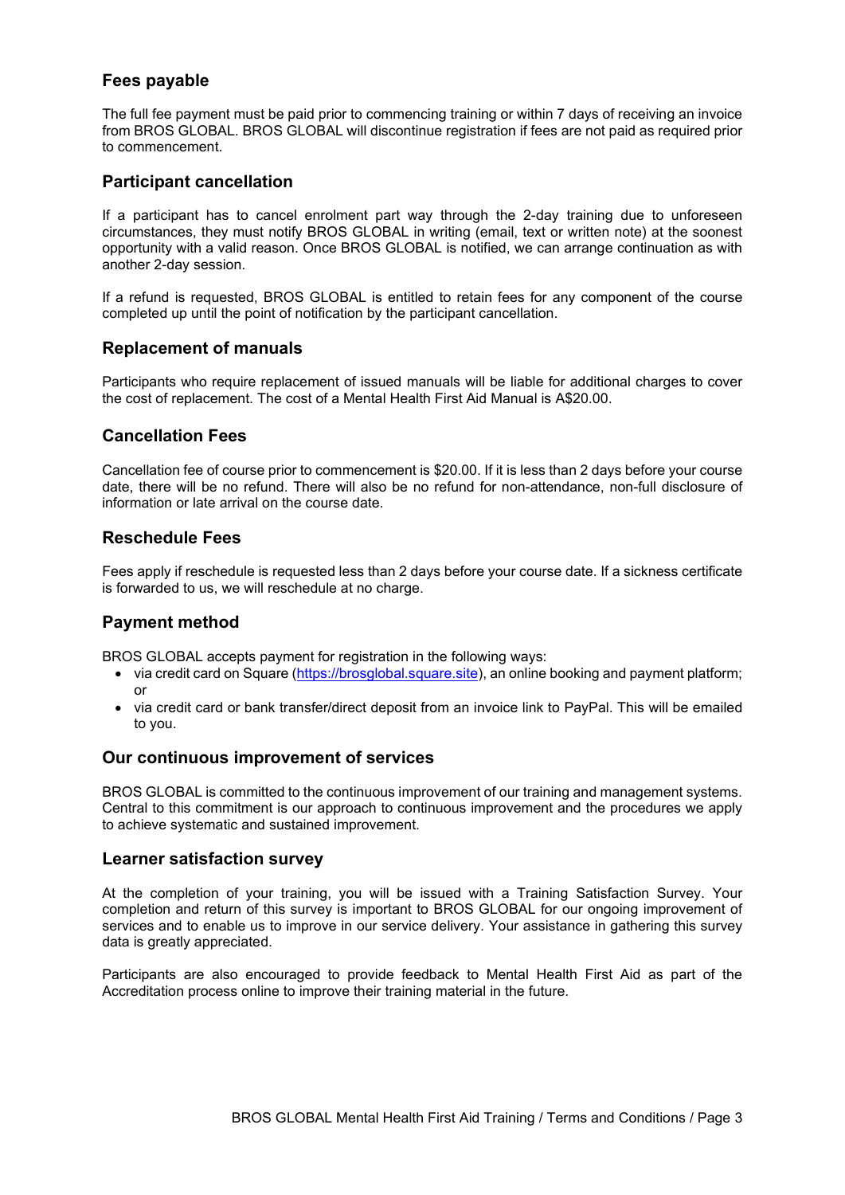## Fees payable

The full fee payment must be paid prior to commencing training or within 7 days of receiving an invoice from BROS GLOBAL. BROS GLOBAL will discontinue registration if fees are not paid as required prior to commencement.

## Participant cancellation

If a participant has to cancel enrolment part way through the 2-day training due to unforeseen circumstances, they must notify BROS GLOBAL in writing (email, text or written note) at the soonest opportunity with a valid reason. Once BROS GLOBAL is notified, we can arrange continuation as with another 2-day session.

If a refund is requested, BROS GLOBAL is entitled to retain fees for any component of the course completed up until the point of notification by the participant cancellation.

## Replacement of manuals

Participants who require replacement of issued manuals will be liable for additional charges to cover the cost of replacement. The cost of a Mental Health First Aid Manual is A$20.00.

## Cancellation Fees

Cancellation fee of course prior to commencement is $20.00. If it is less than 2 days before your course date, there will be no refund. There will also be no refund for non-attendance, non-full disclosure of information or late arrival on the course date.

## Reschedule Fees

Fees apply if reschedule is requested less than 2 days before your course date. If a sickness certificate is forwarded to us, we will reschedule at no charge.

## Payment method

BROS GLOBAL accepts payment for registration in the following ways:

- via credit card on Square ([https://brosglobal.square.site](https://brosglobal.square.site)), an online booking and payment platform; or
- via credit card or bank transfer/direct deposit from an invoice link to PayPal. This will be emailed to you.

## Our continuous improvement of services

BROS GLOBAL is committed to the continuous improvement of our training and management systems. Central to this commitment is our approach to continuous improvement and the procedures we apply to achieve systematic and sustained improvement.

## Learner satisfaction survey

At the completion of your training, you will be issued with a Training Satisfaction Survey. Your completion and return of this survey is important to BROS GLOBAL for our ongoing improvement of services and to enable us to improve in our service delivery. Your assistance in gathering this survey data is greatly appreciated.

Participants are also encouraged to provide feedback to Mental Health First Aid as part of the Accreditation process online to improve their training material in the future.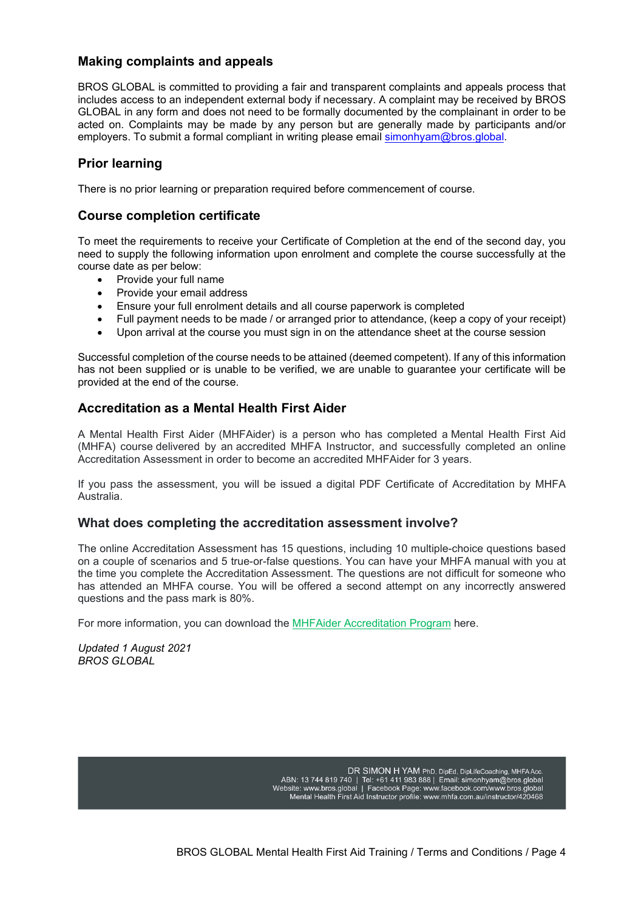## Making complaints and appeals

BROS GLOBAL is committed to providing a fair and transparent complaints and appeals process that includes access to an independent external body if necessary. A complaint may be received by BROS GLOBAL in any form and does not need to be formally documented by the complainant in order to be acted on. Complaints may be made by any person but are generally made by participants and/or employers. To submit a formal compliant in writing please email simonhyam@bros.global.

## Prior learning

There is no prior learning or preparation required before commencement of course.

## Course completion certificate

To meet the requirements to receive your Certificate of Completion at the end of the second day, you need to supply the following information upon enrolment and complete the course successfully at the course date as per below:

- Provide your full name
- Provide your email address
- Ensure your full enrolment details and all course paperwork is completed
- Full payment needs to be made / or arranged prior to attendance, (keep a copy of your receipt)
- Upon arrival at the course you must sign in on the attendance sheet at the course session

Successful completion of the course needs to be attained (deemed competent). If any of this information has not been supplied or is unable to be verified, we are unable to guarantee your certificate will be provided at the end of the course.

## Accreditation as a Mental Health First Aider

A Mental Health First Aider (MHFAider) is a person who has completed a Mental Health First Aid (MHFA) course delivered by an accredited MHFA Instructor, and successfully completed an online Accreditation Assessment in order to become an accredited MHFAider for 3 years.

If you pass the assessment, you will be issued a digital PDF Certificate of Accreditation by MHFA Australia.

## What does completing the accreditation assessment involve?

The online Accreditation Assessment has 15 questions, including 10 multiple-choice questions based on a couple of scenarios and 5 true-or-false questions. You can have your MHFA manual with you at the time you complete the Accreditation Assessment. The questions are not difficult for someone who has attended an MHFA course. You will be offered a second attempt on any incorrectly answered questions and the pass mark is 80%.

For more information, you can download the MHFAider Accreditation Program here.

*Updated 1 August 2021*
*BROS GLOBAL*

DR SIMON H YAM PhD, DipEd, DipLifeCoaching, MHFA Acc.
ABN: 13 744 819 740 | Tel: +61 411 983 888 | Email: simonhyam@bros.global
Website: www.bros.global | Facebook Page: www.facebook.com/www.bros.global
Mental Health First Aid Instructor profile: www.mhfa.com.au/instructor/420468